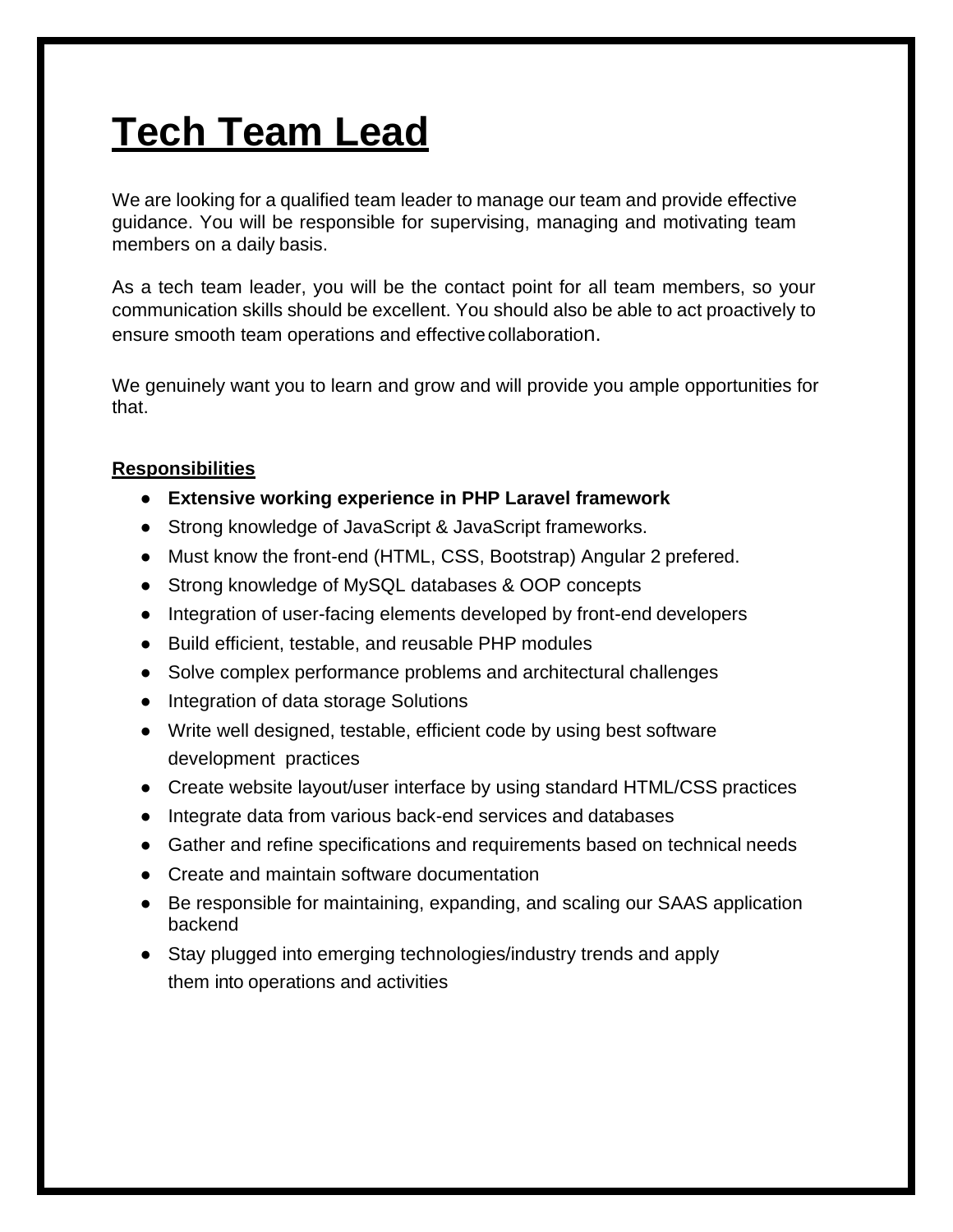# Tech Team Lead

We are looking for a qualified team leader to manage our team and provide effective guidance. You will be responsible for supervising, managing and motivating team members on a daily basis.

As a tech team leader, you will be the contact point for all team members, so your communication skills should be excellent. You should also be able to act proactively to ensure smooth team operations and effective collaboration.

We genuinely want you to learn and grow and will provide you ample opportunities for that.

**Responsibilities**

- **Extensive working experience in PHP Laravel framework**
- Strong knowledge of JavaScript & JavaScript frameworks.
- Must know the front-end (HTML, CSS, Bootstrap) Angular 2 prefered.
- Strong knowledge of MySQL databases & OOP concepts
- Integration of user-facing elements developed by front-end developers
- Build efficient, testable, and reusable PHP modules
- Solve complex performance problems and architectural challenges
- Integration of data storage Solutions
- Write well designed, testable, efficient code by using best software development practices
- Create website layout/user interface by using standard HTML/CSS practices
- Integrate data from various back-end services and databases
- Gather and refine specifications and requirements based on technical needs
- Create and maintain software documentation
- Be responsible for maintaining, expanding, and scaling our SAAS application backend
- Stay plugged into emerging technologies/industry trends and apply them into operations and activities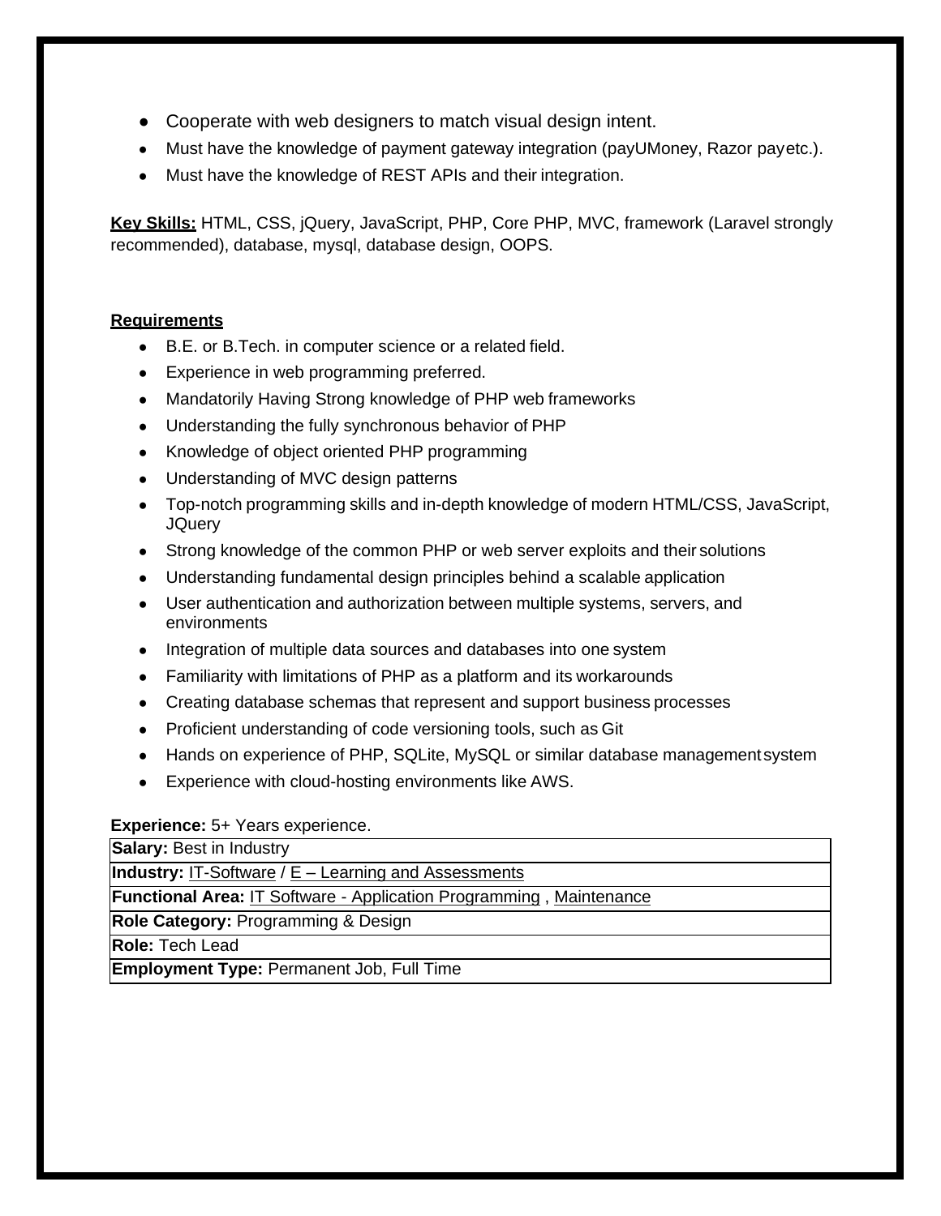- Cooperate with web designers to match visual design intent.
- Must have the knowledge of payment gateway integration (payUMoney, Razor payetc.).
- Must have the knowledge of REST APIs and their integration.

**Key Skills:** HTML, CSS, jQuery, JavaScript, PHP, Core PHP, MVC, framework (Laravel strongly recommended), database, mysql, database design, OOPS.

**Requirements**

- B.E. or B.Tech. in computer science or a related field.
- Experience in web programming preferred.
- Mandatorily Having Strong knowledge of PHP web frameworks
- Understanding the fully synchronous behavior of PHP
- Knowledge of object oriented PHP programming
- Understanding of MVC design patterns
- Top-notch programming skills and in-depth knowledge of modern HTML/CSS, JavaScript, JQuery
- Strong knowledge of the common PHP or web server exploits and their solutions
- Understanding fundamental design principles behind a scalable application
- User authentication and authorization between multiple systems, servers, and environments
- Integration of multiple data sources and databases into one system
- Familiarity with limitations of PHP as a platform and its workarounds
- Creating database schemas that represent and support business processes
- Proficient understanding of code versioning tools, such as Git
- Hands on experience of PHP, SQLite, MySQL or similar database management system
- Experience with cloud-hosting environments like AWS.

**Experience:** 5+ Years experience.

| |
|---|
| **Salary:** Best in Industry |
| **Industry:** IT-Software / E – Learning and Assessments |
| **Functional Area:** IT Software - Application Programming , Maintenance |
| **Role Category:** Programming & Design |
| **Role:** Tech Lead |
| **Employment Type:** Permanent Job, Full Time |